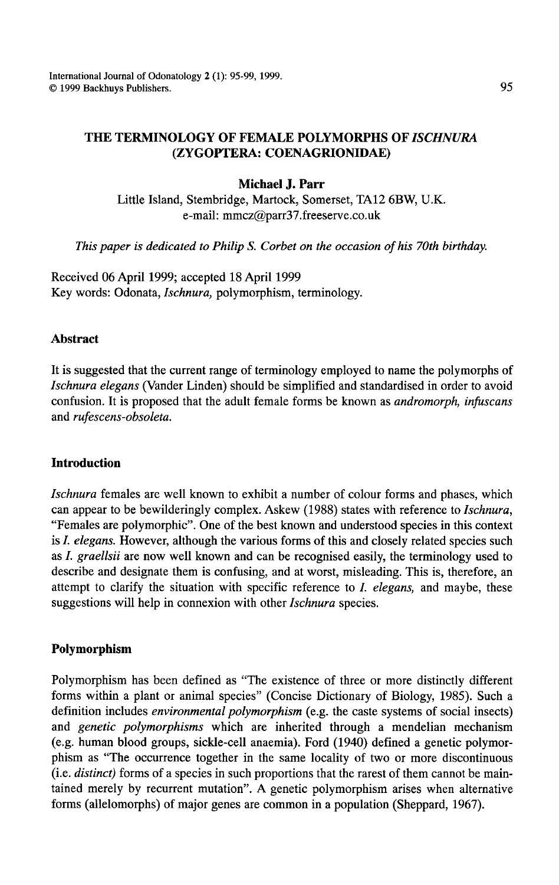# THE TERMINOLOGY OF FEMALE POLYMORPHS OF *ISCHNURA* (ZYGOPTERA: COENAGRIONIDAE)

**Michael J. Parr**

Little Island, Stembridge, Martock, Somerset, TA12 6BW, U.K.
e-mail: mmcz@parr37.freeserve.co.uk

*This paper is dedicated to Philip S. Corbet on the occasion of his 70th birthday.*

Received 06 April 1999; accepted 18 April 1999
Key words: Odonata, *Ischnura*, polymorphism, terminology.

## Abstract

It is suggested that the current range of terminology employed to name the polymorphs of *Ischnura elegans* (Vander Linden) should be simplified and standardised in order to avoid confusion. It is proposed that the adult female forms be known as *andromorph, infuscans* and *rufescens-obsoleta.*

## Introduction

*Ischnura* females are well known to exhibit a number of colour forms and phases, which can appear to be bewilderingly complex. Askew (1988) states with reference to *Ischnura*, "Females are polymorphic". One of the best known and understood species in this context is *I. elegans.* However, although the various forms of this and closely related species such as *I. graellsii* are now well known and can be recognised easily, the terminology used to describe and designate them is confusing, and at worst, misleading. This is, therefore, an attempt to clarify the situation with specific reference to *I. elegans,* and maybe, these suggestions will help in connexion with other *Ischnura* species.

## Polymorphism

Polymorphism has been defined as "The existence of three or more distinctly different forms within a plant or animal species" (Concise Dictionary of Biology, 1985). Such a definition includes *environmental polymorphism* (e.g. the caste systems of social insects) and *genetic polymorphisms* which are inherited through a mendelian mechanism (e.g. human blood groups, sickle-cell anaemia). Ford (1940) defined a genetic polymorphism as "The occurrence together in the same locality of two or more discontinuous (i.e. *distinct)* forms of a species in such proportions that the rarest of them cannot be maintained merely by recurrent mutation". A genetic polymorphism arises when alternative forms (allelomorphs) of major genes are common in a population (Sheppard, 1967).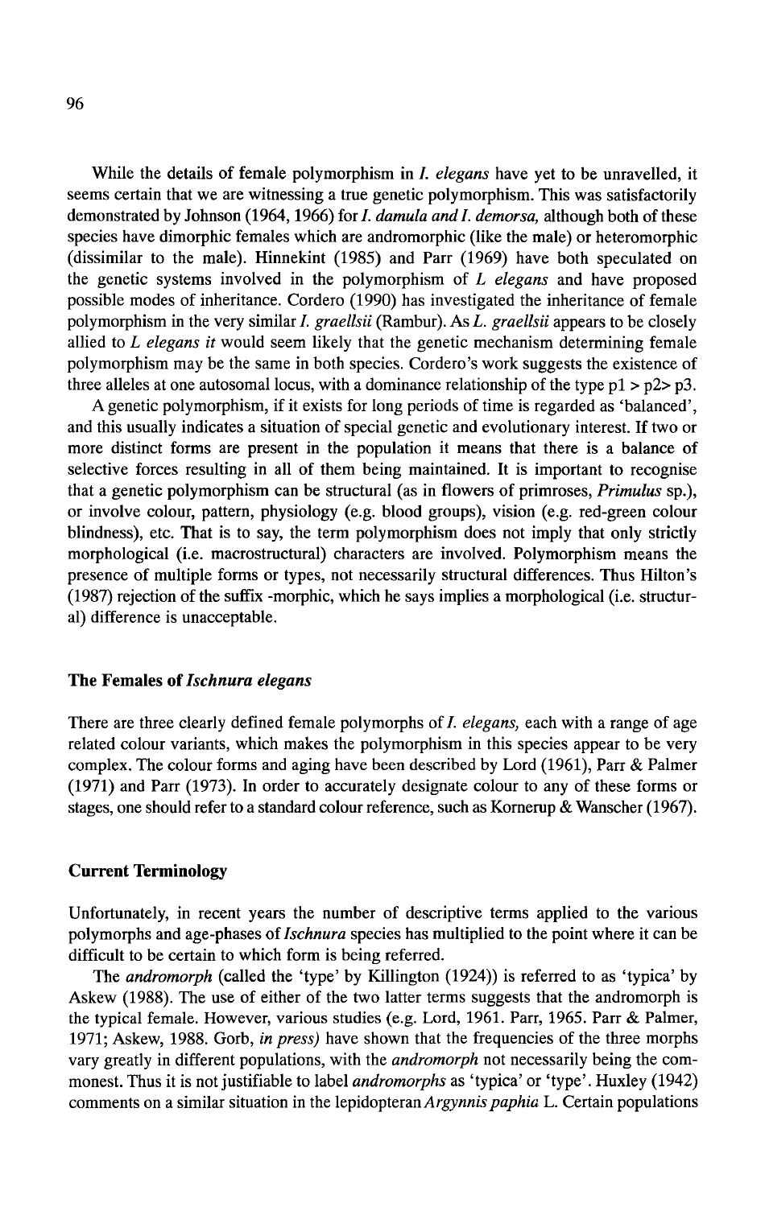While the details of female polymorphism in *I. elegans* have yet to be unravelled, it seems certain that we are witnessing a true genetic polymorphism. This was satisfactorily demonstrated by Johnson (1964, 1966) for *I. damula and I. demorsa,* although both of these species have dimorphic females which are andromorphic (like the male) or heteromorphic (dissimilar to the male). Hinnekint (1985) and Parr (1969) have both speculated on the genetic systems involved in the polymorphism of *L elegans* and have proposed possible modes of inheritance. Cordero (1990) has investigated the inheritance of female polymorphism in the very similar *I. graellsii* (Rambur). As *L. graellsii* appears to be closely allied to *L elegans it* would seem likely that the genetic mechanism determining female polymorphism may be the same in both species. Cordero's work suggests the existence of three alleles at one autosomal locus, with a dominance relationship of the type p1 > p2> p3.

A genetic polymorphism, if it exists for long periods of time is regarded as 'balanced', and this usually indicates a situation of special genetic and evolutionary interest. If two or more distinct forms are present in the population it means that there is a balance of selective forces resulting in all of them being maintained. It is important to recognise that a genetic polymorphism can be structural (as in flowers of primroses, *Primulus* sp.), or involve colour, pattern, physiology (e.g. blood groups), vision (e.g. red-green colour blindness), etc. That is to say, the term polymorphism does not imply that only strictly morphological (i.e. macrostructural) characters are involved. Polymorphism means the presence of multiple forms or types, not necessarily structural differences. Thus Hilton's (1987) rejection of the suffix -morphic, which he says implies a morphological (i.e. structural) difference is unacceptable.

## The Females of *Ischnura elegans*

There are three clearly defined female polymorphs of *I. elegans,* each with a range of age related colour variants, which makes the polymorphism in this species appear to be very complex. The colour forms and aging have been described by Lord (1961), Parr & Palmer (1971) and Parr (1973). In order to accurately designate colour to any of these forms or stages, one should refer to a standard colour reference, such as Kornerup & Wanscher (1967).

## Current Terminology

Unfortunately, in recent years the number of descriptive terms applied to the various polymorphs and age-phases of *Ischnura* species has multiplied to the point where it can be difficult to be certain to which form is being referred.

The *andromorph* (called the 'type' by Killington (1924)) is referred to as 'typica' by Askew (1988). The use of either of the two latter terms suggests that the andromorph is the typical female. However, various studies (e.g. Lord, 1961. Parr, 1965. Parr & Palmer, 1971; Askew, 1988. Gorb, *in press)* have shown that the frequencies of the three morphs vary greatly in different populations, with the *andromorph* not necessarily being the commonest. Thus it is not justifiable to label *andromorphs* as 'typica' or 'type'. Huxley (1942) comments on a similar situation in the lepidopteran *Argynnis paphia* L. Certain populations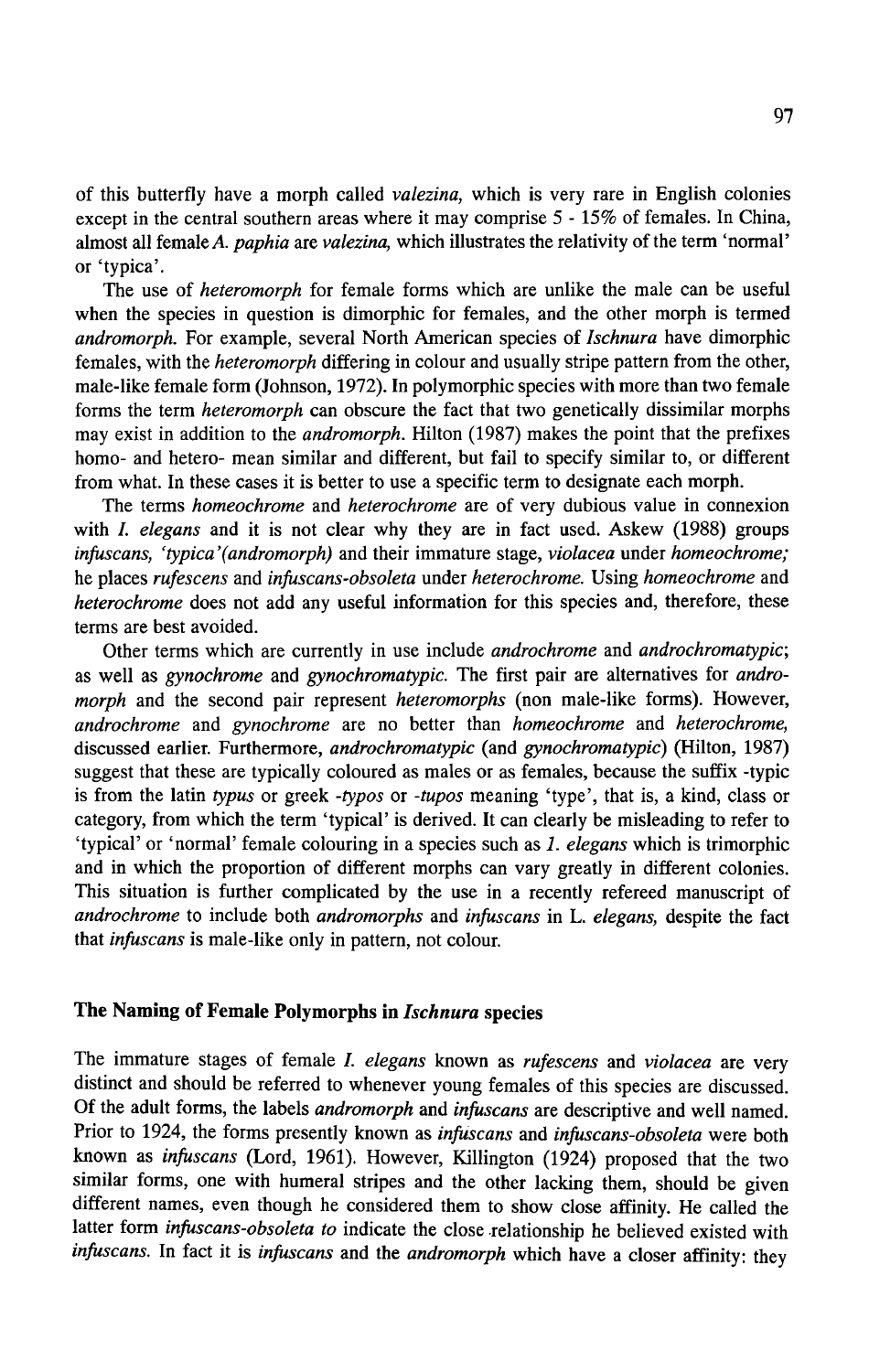of this butterfly have a morph called *valezina*, which is very rare in English colonies except in the central southern areas where it may comprise 5 - 15% of females. In China, almost all female *A. paphia* are *valezina*, which illustrates the relativity of the term 'normal' or 'typica'.

The use of *heteromorph* for female forms which are unlike the male can be useful when the species in question is dimorphic for females, and the other morph is termed *andromorph*. For example, several North American species of *Ischnura* have dimorphic females, with the *heteromorph* differing in colour and usually stripe pattern from the other, male-like female form (Johnson, 1972). In polymorphic species with more than two female forms the term *heteromorph* can obscure the fact that two genetically dissimilar morphs may exist in addition to the *andromorph*. Hilton (1987) makes the point that the prefixes homo- and hetero- mean similar and different, but fail to specify similar to, or different from what. In these cases it is better to use a specific term to designate each morph.

The terms *homeochrome* and *heterochrome* are of very dubious value in connexion with *I. elegans* and it is not clear why they are in fact used. Askew (1988) groups *infuscans*, *'typica'(andromorph)* and their immature stage, *violacea* under *homeochrome;* he places *rufescens* and *infuscans-obsoleta* under *heterochrome*. Using *homeochrome* and *heterochrome* does not add any useful information for this species and, therefore, these terms are best avoided.

Other terms which are currently in use include *androchrome* and *androchromatypic*; as well as *gynochrome* and *gynochromatypic*. The first pair are alternatives for *andromorph* and the second pair represent *heteromorphs* (non male-like forms). However, *androchrome* and *gynochrome* are no better than *homeochrome* and *heterochrome*, discussed earlier. Furthermore, *androchromatypic* (and *gynochromatypic*) (Hilton, 1987) suggest that these are typically coloured as males or as females, because the suffix -typic is from the latin *typus* or greek *-typos* or *-tupos* meaning 'type', that is, a kind, class or category, from which the term 'typical' is derived. It can clearly be misleading to refer to 'typical' or 'normal' female colouring in a species such as *I. elegans* which is trimorphic and in which the proportion of different morphs can vary greatly in different colonies. This situation is further complicated by the use in a recently refereed manuscript of *androchrome* to include both *andromorphs* and *infuscans* in L. *elegans,* despite the fact that *infuscans* is male-like only in pattern, not colour.

## The Naming of Female Polymorphs in *Ischnura* species

The immature stages of female *I. elegans* known as *rufescens* and *violacea* are very distinct and should be referred to whenever young females of this species are discussed. Of the adult forms, the labels *andromorph* and *infuscans* are descriptive and well named. Prior to 1924, the forms presently known as *infuscans* and *infuscans-obsoleta* were both known as *infuscans* (Lord, 1961). However, Killington (1924) proposed that the two similar forms, one with humeral stripes and the other lacking them, should be given different names, even though he considered them to show close affinity. He called the latter form *infuscans-obsoleta to* indicate the close relationship he believed existed with *infuscans*. In fact it is *infuscans* and the *andromorph* which have a closer affinity: they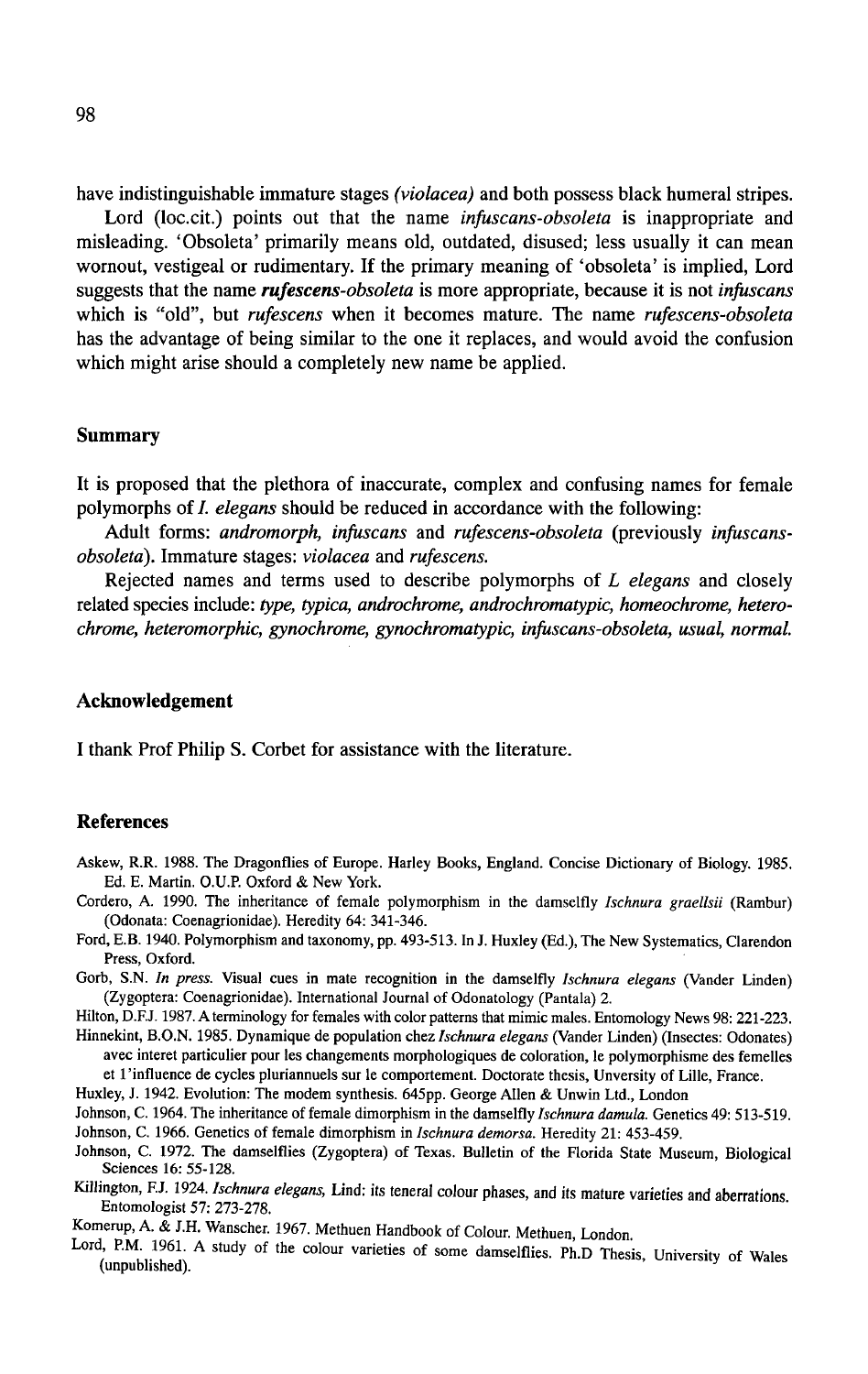have indistinguishable immature stages *(violacea)* and both possess black humeral stripes.

Lord (loc.cit.) points out that the name *infuscans-obsoleta* is inappropriate and misleading. 'Obsoleta' primarily means old, outdated, disused; less usually it can mean wornout, vestigeal or rudimentary. If the primary meaning of 'obsoleta' is implied, Lord suggests that the name ***rufescens-obsoleta*** is more appropriate, because it is not *infuscans* which is "old", but *rufescens* when it becomes mature. The name *rufescens-obsoleta* has the advantage of being similar to the one it replaces, and would avoid the confusion which might arise should a completely new name be applied.

## Summary

It is proposed that the plethora of inaccurate, complex and confusing names for female polymorphs of *I. elegans* should be reduced in accordance with the following:

Adult forms: *andromorph, infuscans* and *rufescens-obsoleta* (previously *infuscans-obsoleta*). Immature stages: *violacea* and *rufescens.*

Rejected names and terms used to describe polymorphs of *L elegans* and closely related species include: *type, typica, androchrome, androchromatypic, homeochrome, heterochrome, heteromorphic, gynochrome, gynochromatypic, infuscans-obsoleta, usual, normal.*

## Acknowledgement

I thank Prof Philip S. Corbet for assistance with the literature.

## References

Askew, R.R. 1988. The Dragonflies of Europe. Harley Books, England. Concise Dictionary of Biology. 1985. Ed. E. Martin. O.U.P. Oxford & New York.

Cordero, A. 1990. The inheritance of female polymorphism in the damselfly *Ischnura graellsii* (Rambur) (Odonata: Coenagrionidae). Heredity 64: 341-346.

Ford, E.B. 1940. Polymorphism and taxonomy, pp. 493-513. In J. Huxley (Ed.), The New Systematics, Clarendon Press, Oxford.

Gorb, S.N. *In press.* Visual cues in mate recognition in the damselfly *Ischnura elegans* (Vander Linden) (Zygoptera: Coenagrionidae). International Journal of Odonatology (Pantala) 2.

Hilton, D.F.J. 1987. A terminology for females with color patterns that mimic males. Entomology News 98: 221-223.

Hinnekint, B.O.N. 1985. Dynamique de population chez *Ischnura elegans* (Vander Linden) (Insectes: Odonates) avec interet particulier pour les changements morphologiques de coloration, le polymorphisme des femelles et l'influence de cycles pluriannuels sur le comportement. Doctorate thesis, Unversity of Lille, France.

Huxley, J. 1942. Evolution: The modem synthesis. 645pp. George Allen & Unwin Ltd., London

Johnson, C. 1964. The inheritance of female dimorphism in the damselfly *Ischnura damula.* Genetics 49: 513-519.

Johnson, C. 1966. Genetics of female dimorphism in *Ischnura demorsa.* Heredity 21: 453-459.

Johnson, C. 1972. The damselflies (Zygoptera) of Texas. Bulletin of the Florida State Museum, Biological Sciences 16: 55-128.

Killington, F.J. 1924. *Ischnura elegans,* Lind: its teneral colour phases, and its mature varieties and aberrations. Entomologist 57: 273-278.

Komerup, A. & J.H. Wanscher. 1967. Methuen Handbook of Colour. Methuen, London.

Lord, P.M. 1961. A study of the colour varieties of some damselflies. Ph.D Thesis, University of Wales (unpublished).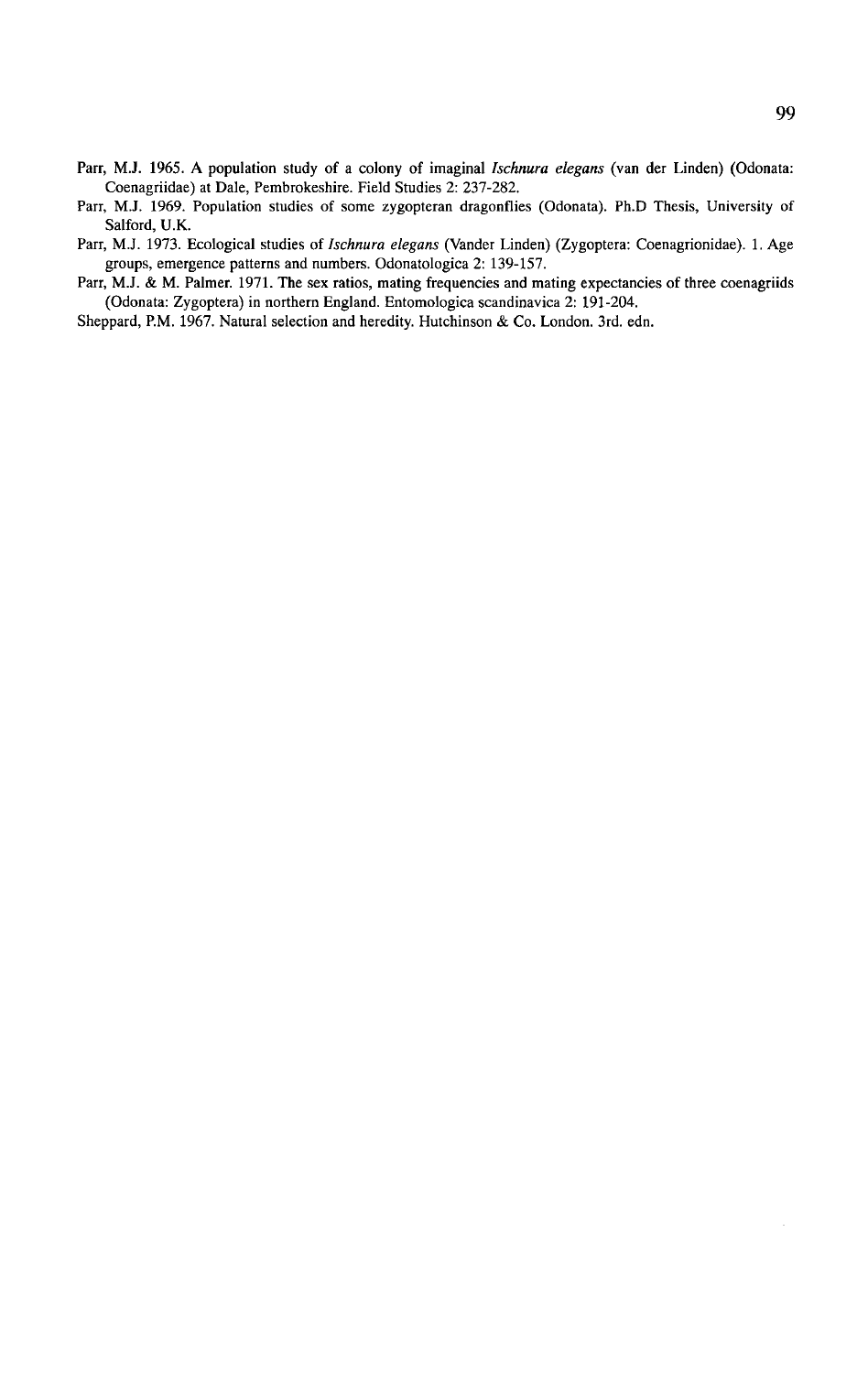Parr, M.J. 1965. A population study of a colony of imaginal *Ischnura elegans* (van der Linden) (Odonata: Coenagriidae) at Dale, Pembrokeshire. Field Studies 2: 237-282.

Parr, M.J. 1969. Population studies of some zygopteran dragonflies (Odonata). Ph.D Thesis, University of Salford, U.K.

Parr, M.J. 1973. Ecological studies of *Ischnura elegans* (Vander Linden) (Zygoptera: Coenagrionidae). 1. Age groups, emergence patterns and numbers. Odonatologica 2: 139-157.

Parr, M.J. & M. Palmer. 1971. The sex ratios, mating frequencies and mating expectancies of three coenagriids (Odonata: Zygoptera) in northern England. Entomologica scandinavica 2: 191-204.

Sheppard, P.M. 1967. Natural selection and heredity. Hutchinson & Co. London. 3rd. edn.